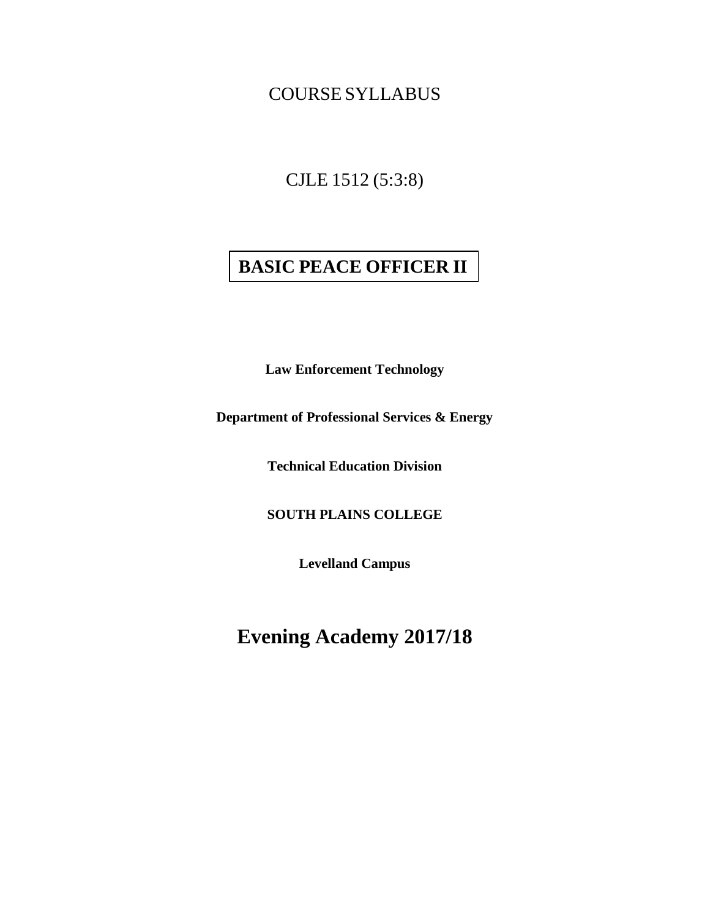COURSE SYLLABUS

CJLE 1512 (5:3:8)

# BASIC PEACE OFFICER II

**Law Enforcement Technology**

**Department of Professional Services & Energy**

**Technical Education Division**

**SOUTH PLAINS COLLEGE**

**Levelland Campus**

## Evening Academy 2017/18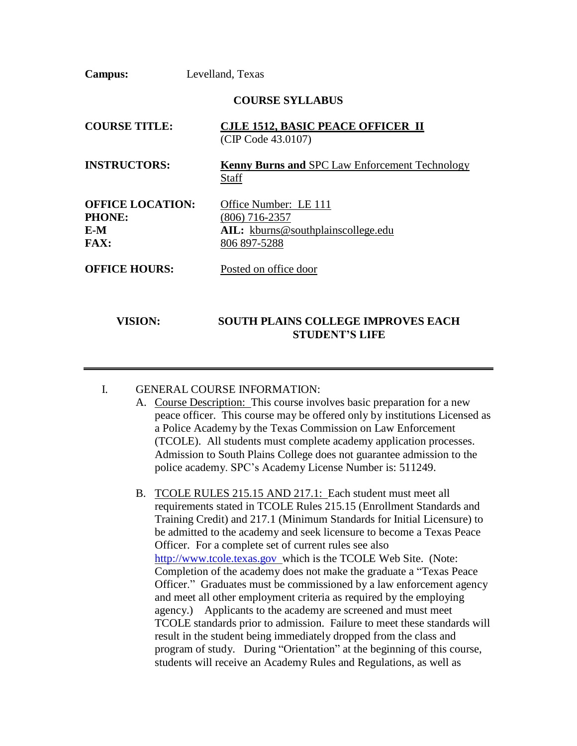**Campus:** Levelland, Texas

**COURSE SYLLABUS**

**COURSE TITLE:** **CJLE 1512, BASIC PEACE OFFICER II**
(CIP Code 43.0107)

**INSTRUCTORS:** **Kenny Burns and** SPC Law Enforcement Technology Staff

**OFFICE LOCATION:** Office Number: LE 111
**PHONE:** (806) 716-2357
**E-MAIL:** kburns@southplainscollege.edu
**FAX:** 806 897-5288

**OFFICE HOURS:** Posted on office door

**VISION: SOUTH PLAINS COLLEGE IMPROVES EACH STUDENT'S LIFE**

---

I. GENERAL COURSE INFORMATION:

A. Course Description: This course involves basic preparation for a new peace officer. This course may be offered only by institutions Licensed as a Police Academy by the Texas Commission on Law Enforcement (TCOLE). All students must complete academy application processes. Admission to South Plains College does not guarantee admission to the police academy. SPC's Academy License Number is: 511249.

B. TCOLE RULES 215.15 AND 217.1: Each student must meet all requirements stated in TCOLE Rules 215.15 (Enrollment Standards and Training Credit) and 217.1 (Minimum Standards for Initial Licensure) to be admitted to the academy and seek licensure to become a Texas Peace Officer. For a complete set of current rules see also http://www.tcole.texas.gov which is the TCOLE Web Site. (Note: Completion of the academy does not make the graduate a "Texas Peace Officer." Graduates must be commissioned by a law enforcement agency and meet all other employment criteria as required by the employing agency.) Applicants to the academy are screened and must meet TCOLE standards prior to admission. Failure to meet these standards will result in the student being immediately dropped from the class and program of study. During "Orientation" at the beginning of this course, students will receive an Academy Rules and Regulations, as well as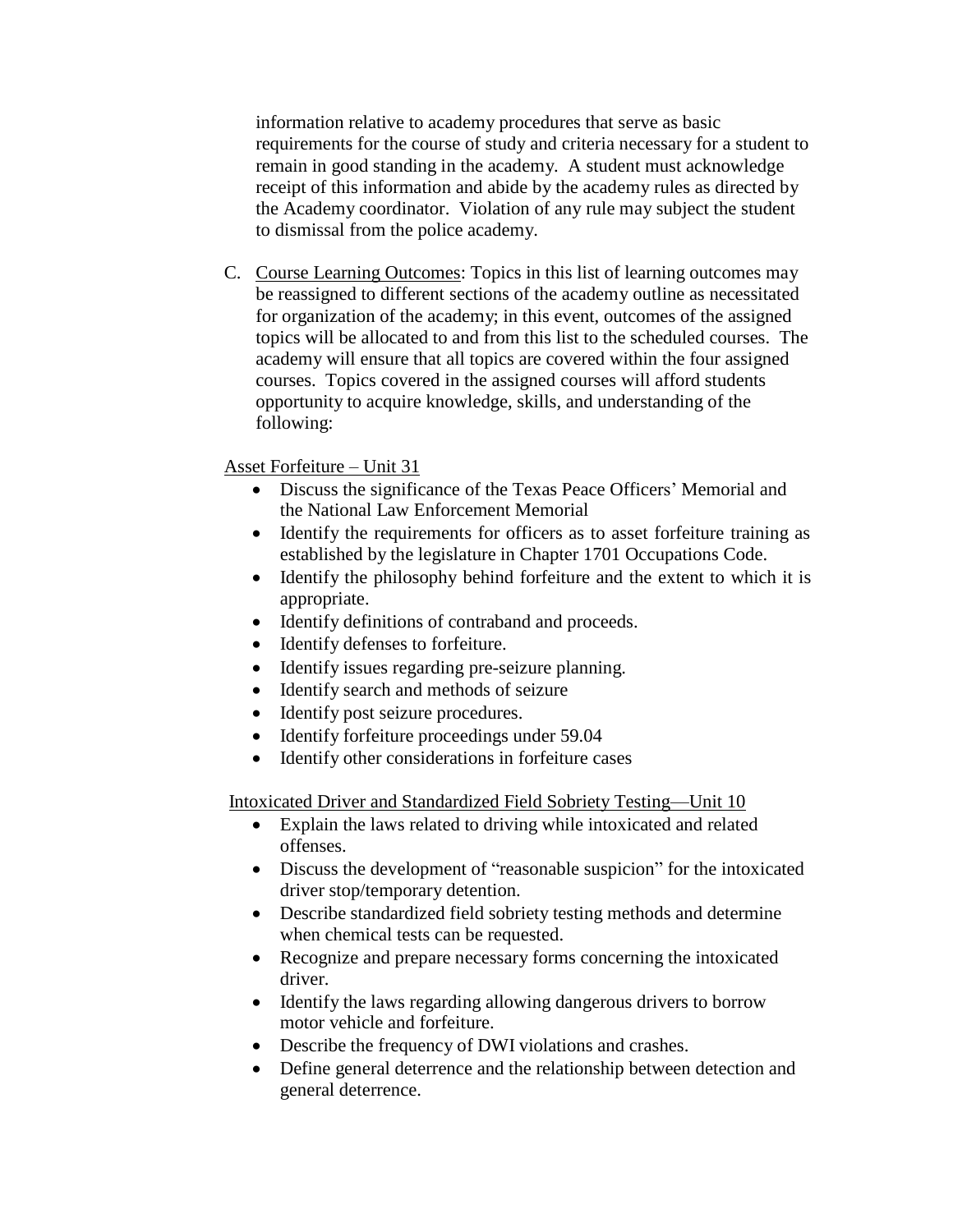information relative to academy procedures that serve as basic requirements for the course of study and criteria necessary for a student to remain in good standing in the academy. A student must acknowledge receipt of this information and abide by the academy rules as directed by the Academy coordinator. Violation of any rule may subject the student to dismissal from the police academy.

C. Course Learning Outcomes: Topics in this list of learning outcomes may be reassigned to different sections of the academy outline as necessitated for organization of the academy; in this event, outcomes of the assigned topics will be allocated to and from this list to the scheduled courses. The academy will ensure that all topics are covered within the four assigned courses. Topics covered in the assigned courses will afford students opportunity to acquire knowledge, skills, and understanding of the following:

Asset Forfeiture – Unit 31

- Discuss the significance of the Texas Peace Officers' Memorial and the National Law Enforcement Memorial
- Identify the requirements for officers as to asset forfeiture training as established by the legislature in Chapter 1701 Occupations Code.
- Identify the philosophy behind forfeiture and the extent to which it is appropriate.
- Identify definitions of contraband and proceeds.
- Identify defenses to forfeiture.
- Identify issues regarding pre-seizure planning.
- Identify search and methods of seizure
- Identify post seizure procedures.
- Identify forfeiture proceedings under 59.04
- Identify other considerations in forfeiture cases

Intoxicated Driver and Standardized Field Sobriety Testing—Unit 10

- Explain the laws related to driving while intoxicated and related offenses.
- Discuss the development of "reasonable suspicion" for the intoxicated driver stop/temporary detention.
- Describe standardized field sobriety testing methods and determine when chemical tests can be requested.
- Recognize and prepare necessary forms concerning the intoxicated driver.
- Identify the laws regarding allowing dangerous drivers to borrow motor vehicle and forfeiture.
- Describe the frequency of DWI violations and crashes.
- Define general deterrence and the relationship between detection and general deterrence.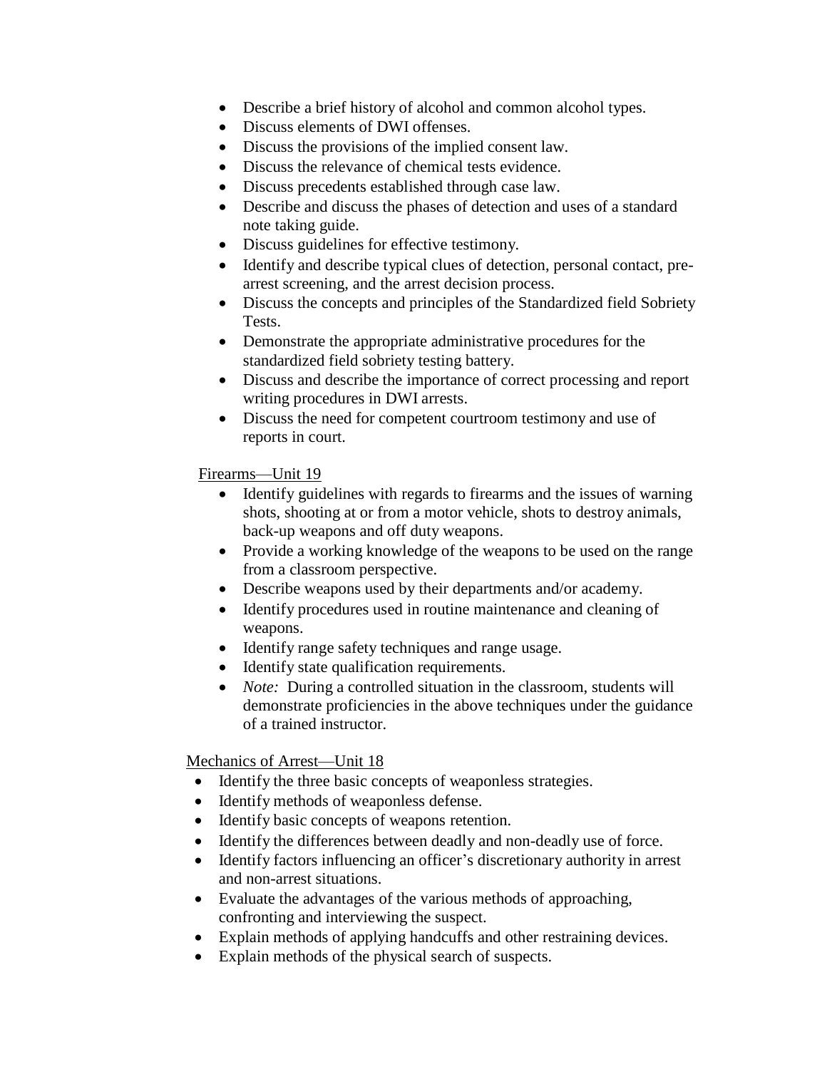- Describe a brief history of alcohol and common alcohol types.
- Discuss elements of DWI offenses.
- Discuss the provisions of the implied consent law.
- Discuss the relevance of chemical tests evidence.
- Discuss precedents established through case law.
- Describe and discuss the phases of detection and uses of a standard note taking guide.
- Discuss guidelines for effective testimony.
- Identify and describe typical clues of detection, personal contact, pre-arrest screening, and the arrest decision process.
- Discuss the concepts and principles of the Standardized field Sobriety Tests.
- Demonstrate the appropriate administrative procedures for the standardized field sobriety testing battery.
- Discuss and describe the importance of correct processing and report writing procedures in DWI arrests.
- Discuss the need for competent courtroom testimony and use of reports in court.

Firearms—Unit 19

- Identify guidelines with regards to firearms and the issues of warning shots, shooting at or from a motor vehicle, shots to destroy animals, back-up weapons and off duty weapons.
- Provide a working knowledge of the weapons to be used on the range from a classroom perspective.
- Describe weapons used by their departments and/or academy.
- Identify procedures used in routine maintenance and cleaning of weapons.
- Identify range safety techniques and range usage.
- Identify state qualification requirements.
- *Note:* During a controlled situation in the classroom, students will demonstrate proficiencies in the above techniques under the guidance of a trained instructor.

Mechanics of Arrest—Unit 18

- Identify the three basic concepts of weaponless strategies.
- Identify methods of weaponless defense.
- Identify basic concepts of weapons retention.
- Identify the differences between deadly and non-deadly use of force.
- Identify factors influencing an officer's discretionary authority in arrest and non-arrest situations.
- Evaluate the advantages of the various methods of approaching, confronting and interviewing the suspect.
- Explain methods of applying handcuffs and other restraining devices.
- Explain methods of the physical search of suspects.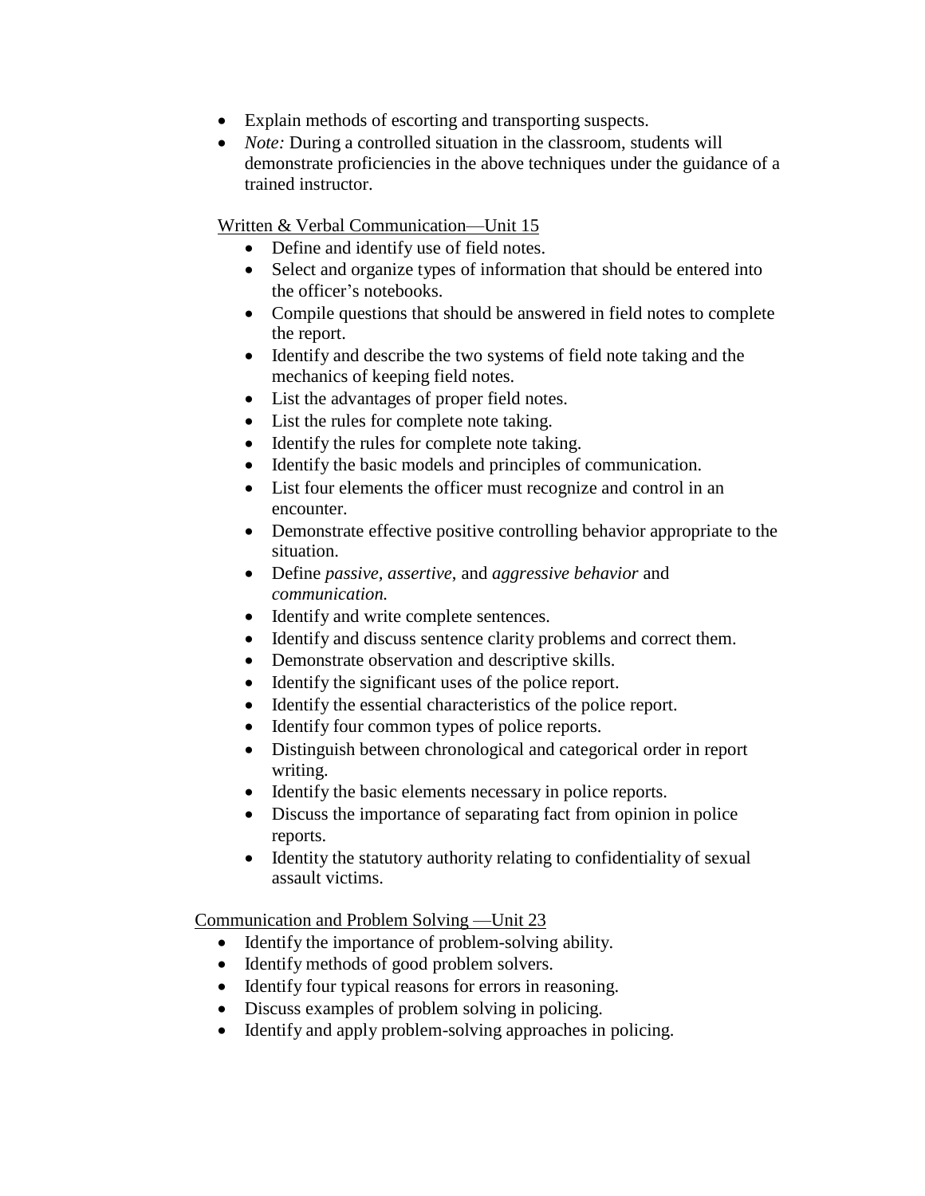- Explain methods of escorting and transporting suspects.
- *Note:* During a controlled situation in the classroom, students will demonstrate proficiencies in the above techniques under the guidance of a trained instructor.

<u>Written & Verbal Communication—Unit 15</u>

- Define and identify use of field notes.
- Select and organize types of information that should be entered into the officer's notebooks.
- Compile questions that should be answered in field notes to complete the report.
- Identify and describe the two systems of field note taking and the mechanics of keeping field notes.
- List the advantages of proper field notes.
- List the rules for complete note taking.
- Identify the rules for complete note taking.
- Identify the basic models and principles of communication.
- List four elements the officer must recognize and control in an encounter.
- Demonstrate effective positive controlling behavior appropriate to the situation.
- Define *passive*, *assertive*, and *aggressive behavior* and *communication.*
- Identify and write complete sentences.
- Identify and discuss sentence clarity problems and correct them.
- Demonstrate observation and descriptive skills.
- Identify the significant uses of the police report.
- Identify the essential characteristics of the police report.
- Identify four common types of police reports.
- Distinguish between chronological and categorical order in report writing.
- Identify the basic elements necessary in police reports.
- Discuss the importance of separating fact from opinion in police reports.
- Identity the statutory authority relating to confidentiality of sexual assault victims.

<u>Communication and Problem Solving —Unit 23</u>

- Identify the importance of problem-solving ability.
- Identify methods of good problem solvers.
- Identify four typical reasons for errors in reasoning.
- Discuss examples of problem solving in policing.
- Identify and apply problem-solving approaches in policing.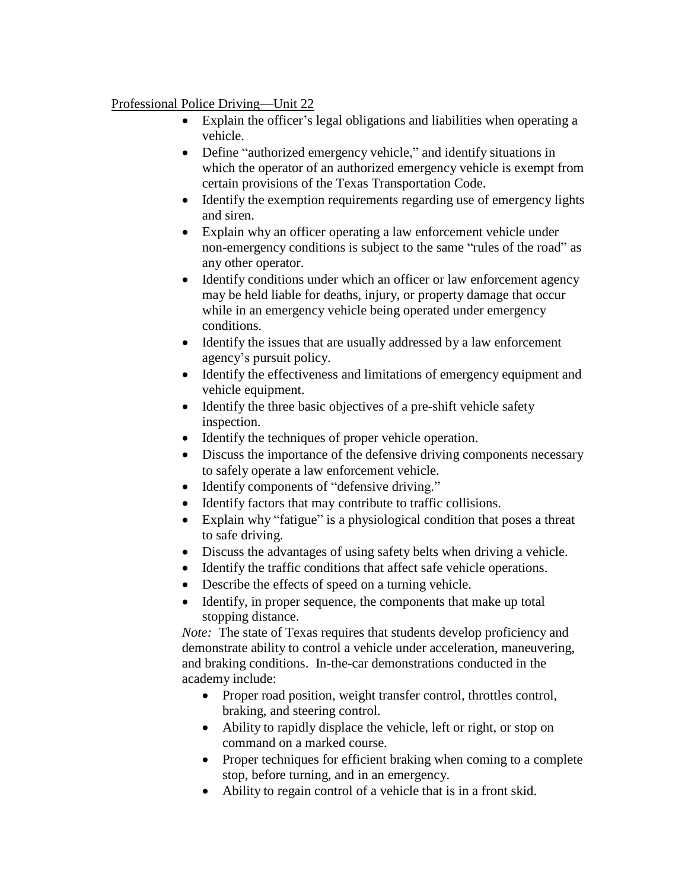Professional Police Driving—Unit 22

- Explain the officer's legal obligations and liabilities when operating a vehicle.
- Define "authorized emergency vehicle," and identify situations in which the operator of an authorized emergency vehicle is exempt from certain provisions of the Texas Transportation Code.
- Identify the exemption requirements regarding use of emergency lights and siren.
- Explain why an officer operating a law enforcement vehicle under non-emergency conditions is subject to the same "rules of the road" as any other operator.
- Identify conditions under which an officer or law enforcement agency may be held liable for deaths, injury, or property damage that occur while in an emergency vehicle being operated under emergency conditions.
- Identify the issues that are usually addressed by a law enforcement agency's pursuit policy.
- Identify the effectiveness and limitations of emergency equipment and vehicle equipment.
- Identify the three basic objectives of a pre-shift vehicle safety inspection.
- Identify the techniques of proper vehicle operation.
- Discuss the importance of the defensive driving components necessary to safely operate a law enforcement vehicle.
- Identify components of "defensive driving."
- Identify factors that may contribute to traffic collisions.
- Explain why "fatigue" is a physiological condition that poses a threat to safe driving.
- Discuss the advantages of using safety belts when driving a vehicle.
- Identify the traffic conditions that affect safe vehicle operations.
- Describe the effects of speed on a turning vehicle.
- Identify, in proper sequence, the components that make up total stopping distance.

*Note:* The state of Texas requires that students develop proficiency and demonstrate ability to control a vehicle under acceleration, maneuvering, and braking conditions. In-the-car demonstrations conducted in the academy include:

- Proper road position, weight transfer control, throttles control, braking, and steering control.
- Ability to rapidly displace the vehicle, left or right, or stop on command on a marked course.
- Proper techniques for efficient braking when coming to a complete stop, before turning, and in an emergency.
- Ability to regain control of a vehicle that is in a front skid.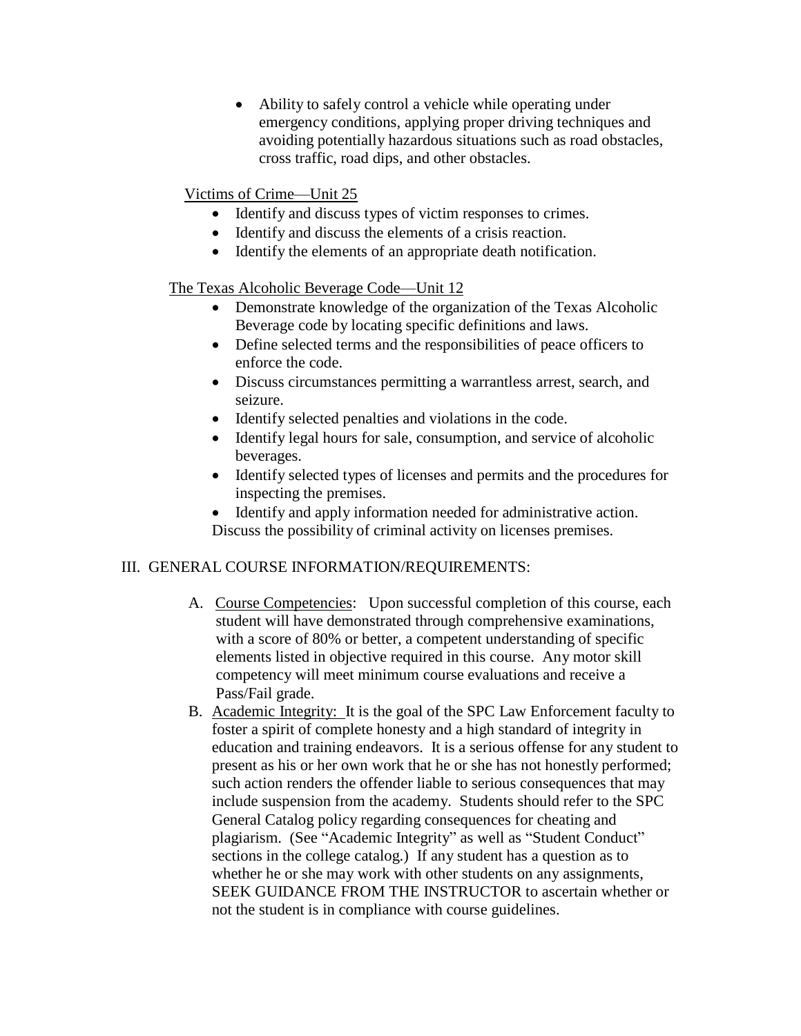- Ability to safely control a vehicle while operating under emergency conditions, applying proper driving techniques and avoiding potentially hazardous situations such as road obstacles, cross traffic, road dips, and other obstacles.

<u>Victims of Crime—Unit 25</u>

- Identify and discuss types of victim responses to crimes.
- Identify and discuss the elements of a crisis reaction.
- Identify the elements of an appropriate death notification.

<u>The Texas Alcoholic Beverage Code—Unit 12</u>

- Demonstrate knowledge of the organization of the Texas Alcoholic Beverage code by locating specific definitions and laws.
- Define selected terms and the responsibilities of peace officers to enforce the code.
- Discuss circumstances permitting a warrantless arrest, search, and seizure.
- Identify selected penalties and violations in the code.
- Identify legal hours for sale, consumption, and service of alcoholic beverages.
- Identify selected types of licenses and permits and the procedures for inspecting the premises.
- Identify and apply information needed for administrative action.

Discuss the possibility of criminal activity on licenses premises.

## III. GENERAL COURSE INFORMATION/REQUIREMENTS:

A. <u>Course Competencies</u>: Upon successful completion of this course, each student will have demonstrated through comprehensive examinations, with a score of 80% or better, a competent understanding of specific elements listed in objective required in this course. Any motor skill competency will meet minimum course evaluations and receive a Pass/Fail grade.

B. <u>Academic Integrity:</u> It is the goal of the SPC Law Enforcement faculty to foster a spirit of complete honesty and a high standard of integrity in education and training endeavors. It is a serious offense for any student to present as his or her own work that he or she has not honestly performed; such action renders the offender liable to serious consequences that may include suspension from the academy. Students should refer to the SPC General Catalog policy regarding consequences for cheating and plagiarism. (See "Academic Integrity" as well as "Student Conduct" sections in the college catalog.) If any student has a question as to whether he or she may work with other students on any assignments, SEEK GUIDANCE FROM THE INSTRUCTOR to ascertain whether or not the student is in compliance with course guidelines.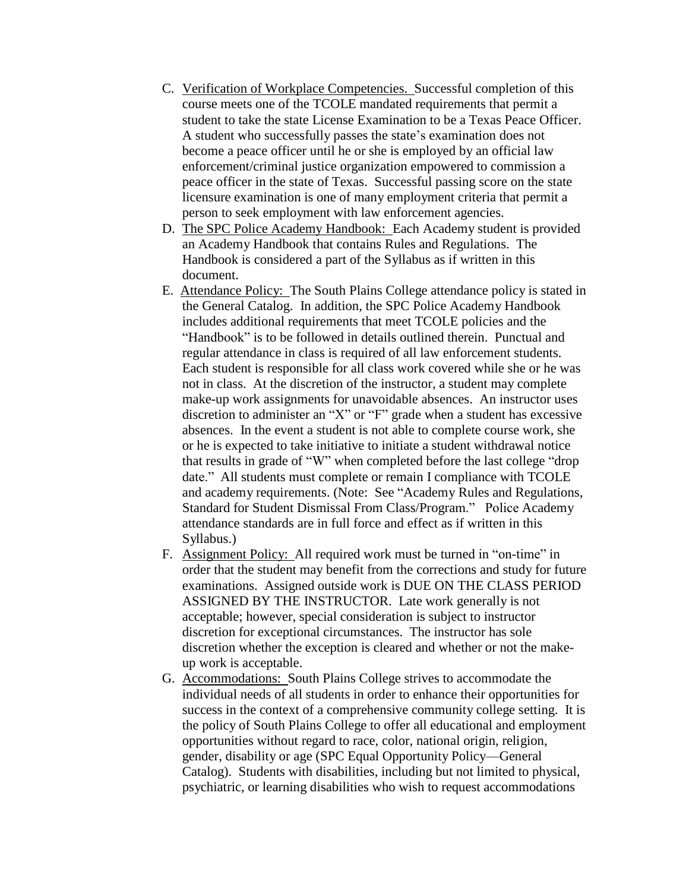C. Verification of Workplace Competencies. Successful completion of this course meets one of the TCOLE mandated requirements that permit a student to take the state License Examination to be a Texas Peace Officer. A student who successfully passes the state's examination does not become a peace officer until he or she is employed by an official law enforcement/criminal justice organization empowered to commission a peace officer in the state of Texas. Successful passing score on the state licensure examination is one of many employment criteria that permit a person to seek employment with law enforcement agencies.

D. The SPC Police Academy Handbook: Each Academy student is provided an Academy Handbook that contains Rules and Regulations. The Handbook is considered a part of the Syllabus as if written in this document.

E. Attendance Policy: The South Plains College attendance policy is stated in the General Catalog. In addition, the SPC Police Academy Handbook includes additional requirements that meet TCOLE policies and the "Handbook" is to be followed in details outlined therein. Punctual and regular attendance in class is required of all law enforcement students. Each student is responsible for all class work covered while she or he was not in class. At the discretion of the instructor, a student may complete make-up work assignments for unavoidable absences. An instructor uses discretion to administer an "X" or "F" grade when a student has excessive absences. In the event a student is not able to complete course work, she or he is expected to take initiative to initiate a student withdrawal notice that results in grade of "W" when completed before the last college "drop date." All students must complete or remain I compliance with TCOLE and academy requirements. (Note: See "Academy Rules and Regulations, Standard for Student Dismissal From Class/Program." Police Academy attendance standards are in full force and effect as if written in this Syllabus.)

F. Assignment Policy: All required work must be turned in "on-time" in order that the student may benefit from the corrections and study for future examinations. Assigned outside work is DUE ON THE CLASS PERIOD ASSIGNED BY THE INSTRUCTOR. Late work generally is not acceptable; however, special consideration is subject to instructor discretion for exceptional circumstances. The instructor has sole discretion whether the exception is cleared and whether or not the make-up work is acceptable.

G. Accommodations: South Plains College strives to accommodate the individual needs of all students in order to enhance their opportunities for success in the context of a comprehensive community college setting. It is the policy of South Plains College to offer all educational and employment opportunities without regard to race, color, national origin, religion, gender, disability or age (SPC Equal Opportunity Policy—General Catalog). Students with disabilities, including but not limited to physical, psychiatric, or learning disabilities who wish to request accommodations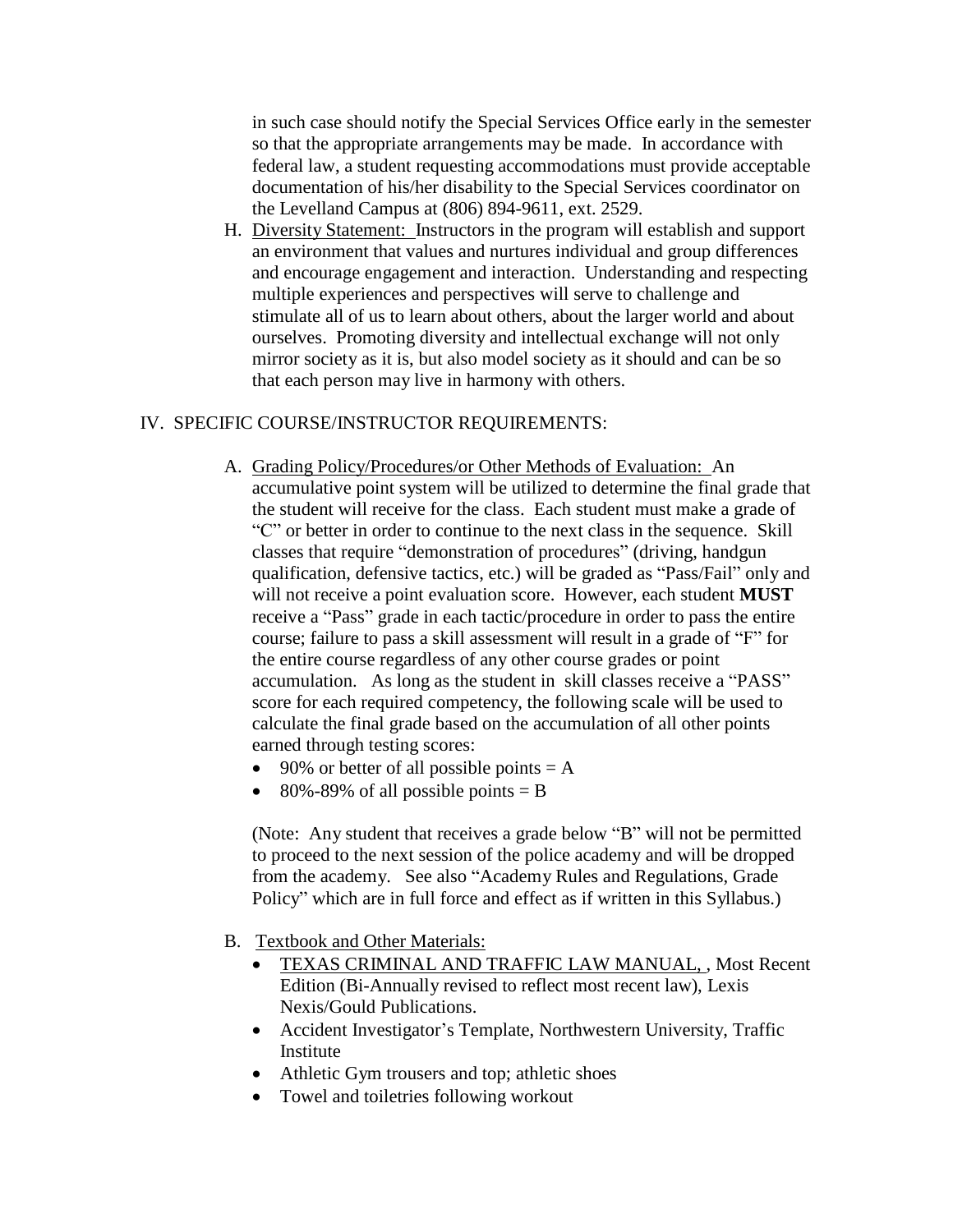in such case should notify the Special Services Office early in the semester so that the appropriate arrangements may be made. In accordance with federal law, a student requesting accommodations must provide acceptable documentation of his/her disability to the Special Services coordinator on the Levelland Campus at (806) 894-9611, ext. 2529.

H. Diversity Statement: Instructors in the program will establish and support an environment that values and nurtures individual and group differences and encourage engagement and interaction. Understanding and respecting multiple experiences and perspectives will serve to challenge and stimulate all of us to learn about others, about the larger world and about ourselves. Promoting diversity and intellectual exchange will not only mirror society as it is, but also model society as it should and can be so that each person may live in harmony with others.

## IV. SPECIFIC COURSE/INSTRUCTOR REQUIREMENTS:

A. Grading Policy/Procedures/or Other Methods of Evaluation: An accumulative point system will be utilized to determine the final grade that the student will receive for the class. Each student must make a grade of "C" or better in order to continue to the next class in the sequence. Skill classes that require "demonstration of procedures" (driving, handgun qualification, defensive tactics, etc.) will be graded as "Pass/Fail" only and will not receive a point evaluation score. However, each student **MUST** receive a "Pass" grade in each tactic/procedure in order to pass the entire course; failure to pass a skill assessment will result in a grade of "F" for the entire course regardless of any other course grades or point accumulation. As long as the student in skill classes receive a "PASS" score for each required competency, the following scale will be used to calculate the final grade based on the accumulation of all other points earned through testing scores:

- 90% or better of all possible points = A
- 80%-89% of all possible points = B

(Note: Any student that receives a grade below "B" will not be permitted to proceed to the next session of the police academy and will be dropped from the academy. See also "Academy Rules and Regulations, Grade Policy" which are in full force and effect as if written in this Syllabus.)

B. Textbook and Other Materials:

- TEXAS CRIMINAL AND TRAFFIC LAW MANUAL, , Most Recent Edition (Bi-Annually revised to reflect most recent law), Lexis Nexis/Gould Publications.
- Accident Investigator's Template, Northwestern University, Traffic Institute
- Athletic Gym trousers and top; athletic shoes
- Towel and toiletries following workout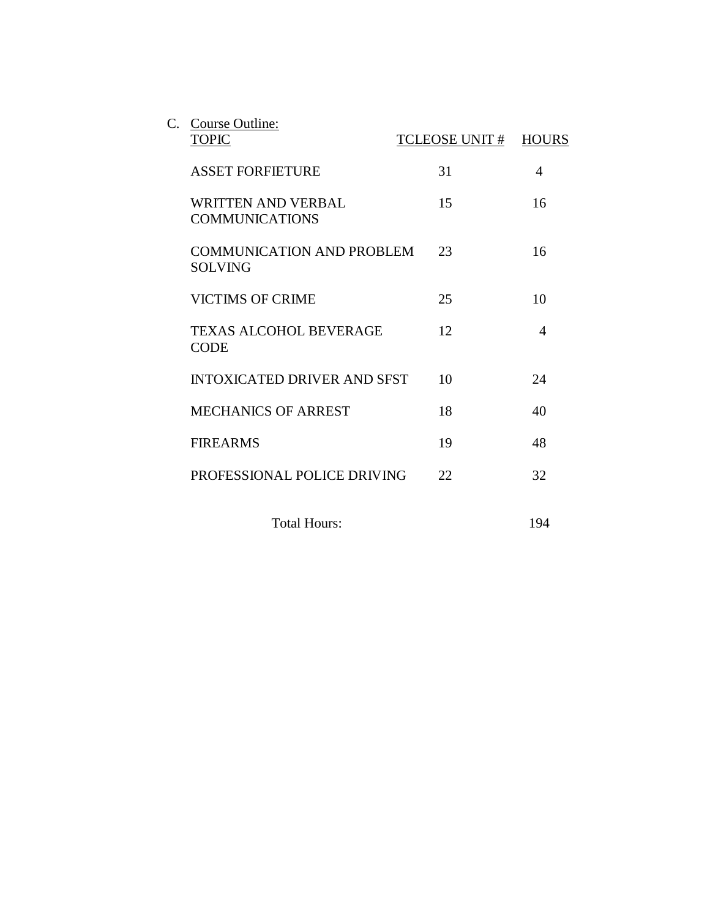C. Course Outline:

| TOPIC | TCLEOSE UNIT # | HOURS |
|---|---|---|
| ASSET FORFIETURE | 31 | 4 |
| WRITTEN AND VERBAL COMMUNICATIONS | 15 | 16 |
| COMMUNICATION AND PROBLEM SOLVING | 23 | 16 |
| VICTIMS OF CRIME | 25 | 10 |
| TEXAS ALCOHOL BEVERAGE CODE | 12 | 4 |
| INTOXICATED DRIVER AND SFST | 10 | 24 |
| MECHANICS OF ARREST | 18 | 40 |
| FIREARMS | 19 | 48 |
| PROFESSIONAL POLICE DRIVING | 22 | 32 |
| Total Hours: | | 194 |